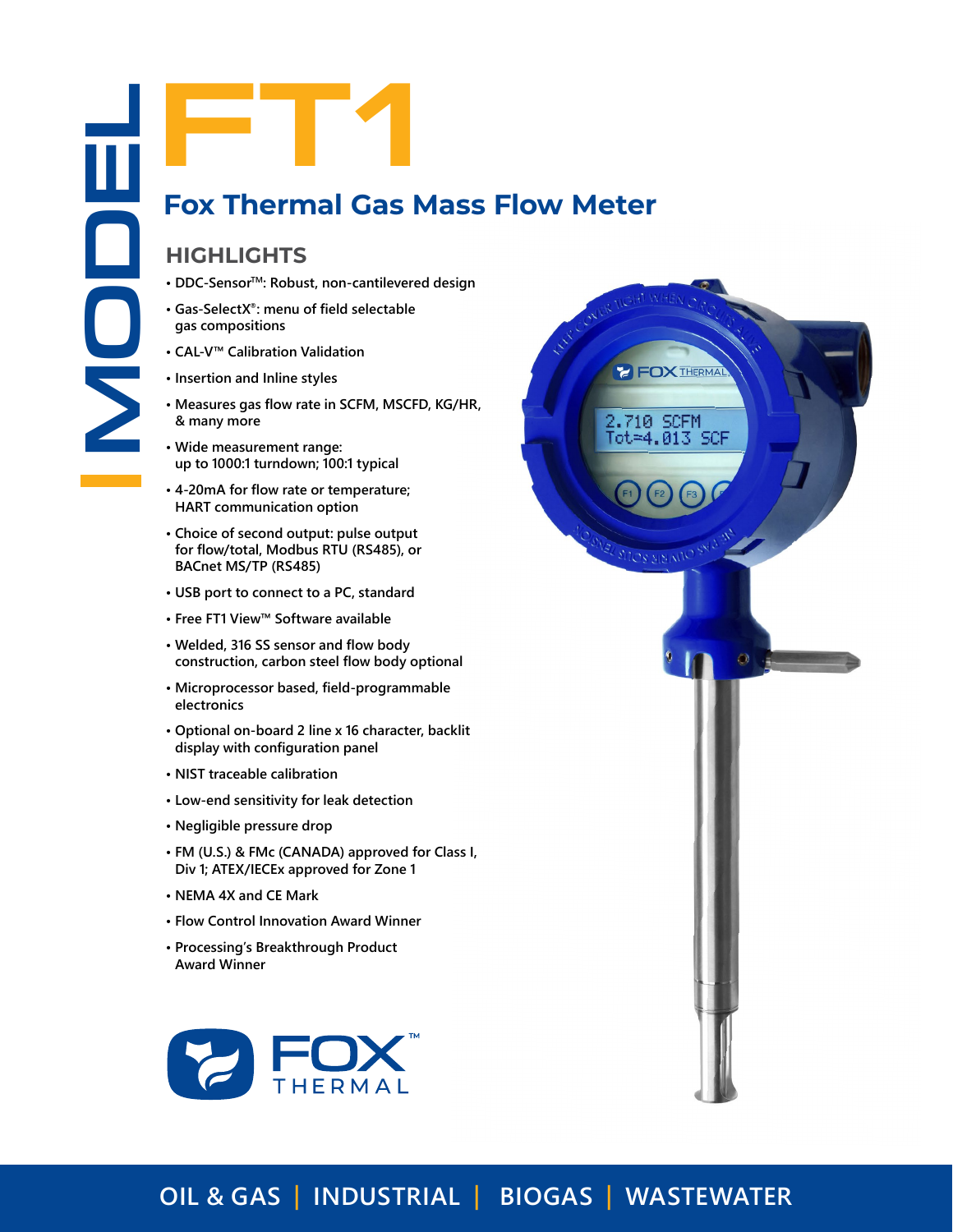# MODEL FT1

## Fox Thermal Gas Mass Flow Meter

### HIGHLIGHTS

- DDC-Sensor™: Robust, non-cantilevered design
- Gas-SelectX®: menu of field selectable gas compositions
- CAL-V™ Calibration Validation
- Insertion and Inline styles
- Measures gas flow rate in SCFM, MSCFD, KG/HR, & many more
- Wide measurement range: up to 1000:1 turndown; 100:1 typical
- 4-20mA for flow rate or temperature; HART communication option
- Choice of second output: pulse output for flow/total, Modbus RTU (RS485), or BACnet MS/TP (RS485)
- USB port to connect to a PC, standard
- Free FT1 View™ Software available
- Welded, 316 SS sensor and flow body construction, carbon steel flow body optional
- Microprocessor based, field-programmable electronics
- Optional on-board 2 line x 16 character, backlit display with configuration panel
- NIST traceable calibration
- Low-end sensitivity for leak detection
- Negligible pressure drop
- FM (U.S.) & FMc (CANADA) approved for Class I, Div 1; ATEX/IECEx approved for Zone 1
- NEMA 4X and CE Mark
- Flow Control Innovation Award Winner
- Processing's Breakthrough Product Award Winner

FOX THERMAL™

OIL & GAS | INDUSTRIAL | BIOGAS | WASTEWATER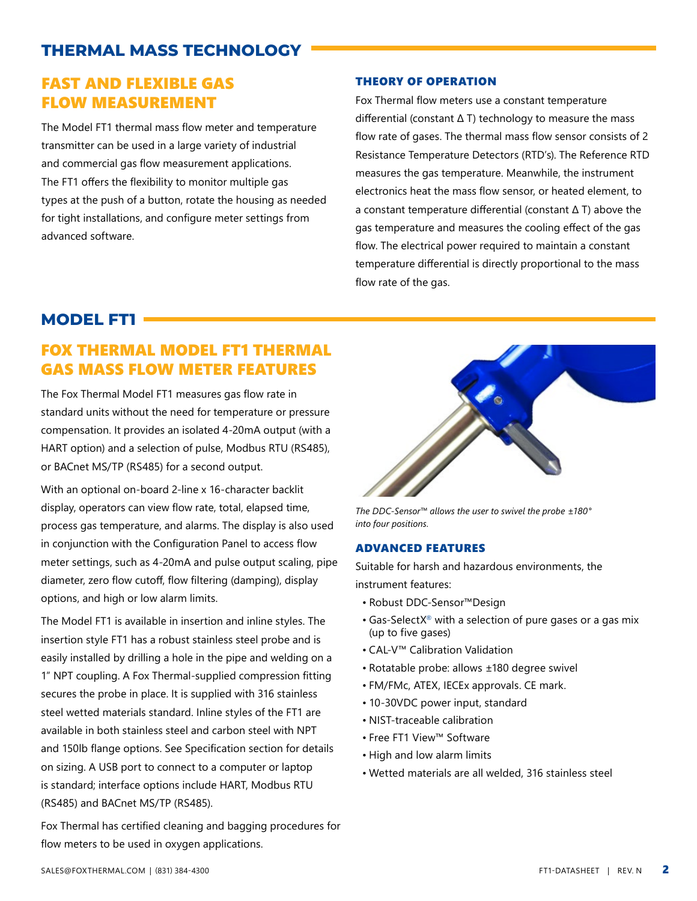## THERMAL MASS TECHNOLOGY

### FAST AND FLEXIBLE GAS FLOW MEASUREMENT

The Model FT1 thermal mass flow meter and temperature transmitter can be used in a large variety of industrial and commercial gas flow measurement applications. The FT1 offers the flexibility to monitor multiple gas types at the push of a button, rotate the housing as needed for tight installations, and configure meter settings from advanced software.

### THEORY OF OPERATION

Fox Thermal flow meters use a constant temperature differential (constant Δ T) technology to measure the mass flow rate of gases. The thermal mass flow sensor consists of 2 Resistance Temperature Detectors (RTD's). The Reference RTD measures the gas temperature. Meanwhile, the instrument electronics heat the mass flow sensor, or heated element, to a constant temperature differential (constant Δ T) above the gas temperature and measures the cooling effect of the gas flow. The electrical power required to maintain a constant temperature differential is directly proportional to the mass flow rate of the gas.

## MODEL FT1

### FOX THERMAL MODEL FT1 THERMAL GAS MASS FLOW METER FEATURES

The Fox Thermal Model FT1 measures gas flow rate in standard units without the need for temperature or pressure compensation. It provides an isolated 4-20mA output (with a HART option) and a selection of pulse, Modbus RTU (RS485), or BACnet MS/TP (RS485) for a second output.

With an optional on-board 2-line x 16-character backlit display, operators can view flow rate, total, elapsed time, process gas temperature, and alarms. The display is also used in conjunction with the Configuration Panel to access flow meter settings, such as 4-20mA and pulse output scaling, pipe diameter, zero flow cutoff, flow filtering (damping), display options, and high or low alarm limits.

The Model FT1 is available in insertion and inline styles. The insertion style FT1 has a robust stainless steel probe and is easily installed by drilling a hole in the pipe and welding on a 1" NPT coupling. A Fox Thermal-supplied compression fitting secures the probe in place. It is supplied with 316 stainless steel wetted materials standard. Inline styles of the FT1 are available in both stainless steel and carbon steel with NPT and 150lb flange options. See Specification section for details on sizing. A USB port to connect to a computer or laptop is standard; interface options include HART, Modbus RTU (RS485) and BACnet MS/TP (RS485).

Fox Thermal has certified cleaning and bagging procedures for flow meters to be used in oxygen applications.

*The DDC-Sensor™ allows the user to swivel the probe ±180° into four positions.*

### ADVANCED FEATURES

Suitable for harsh and hazardous environments, the instrument features:

- Robust DDC-Sensor™Design
- Gas-SelectX® with a selection of pure gases or a gas mix (up to five gases)
- CAL-V™ Calibration Validation
- Rotatable probe: allows ±180 degree swivel
- FM/FMc, ATEX, IECEx approvals. CE mark.
- 10-30VDC power input, standard
- NIST-traceable calibration
- Free FT1 View™ Software
- High and low alarm limits
- Wetted materials are all welded, 316 stainless steel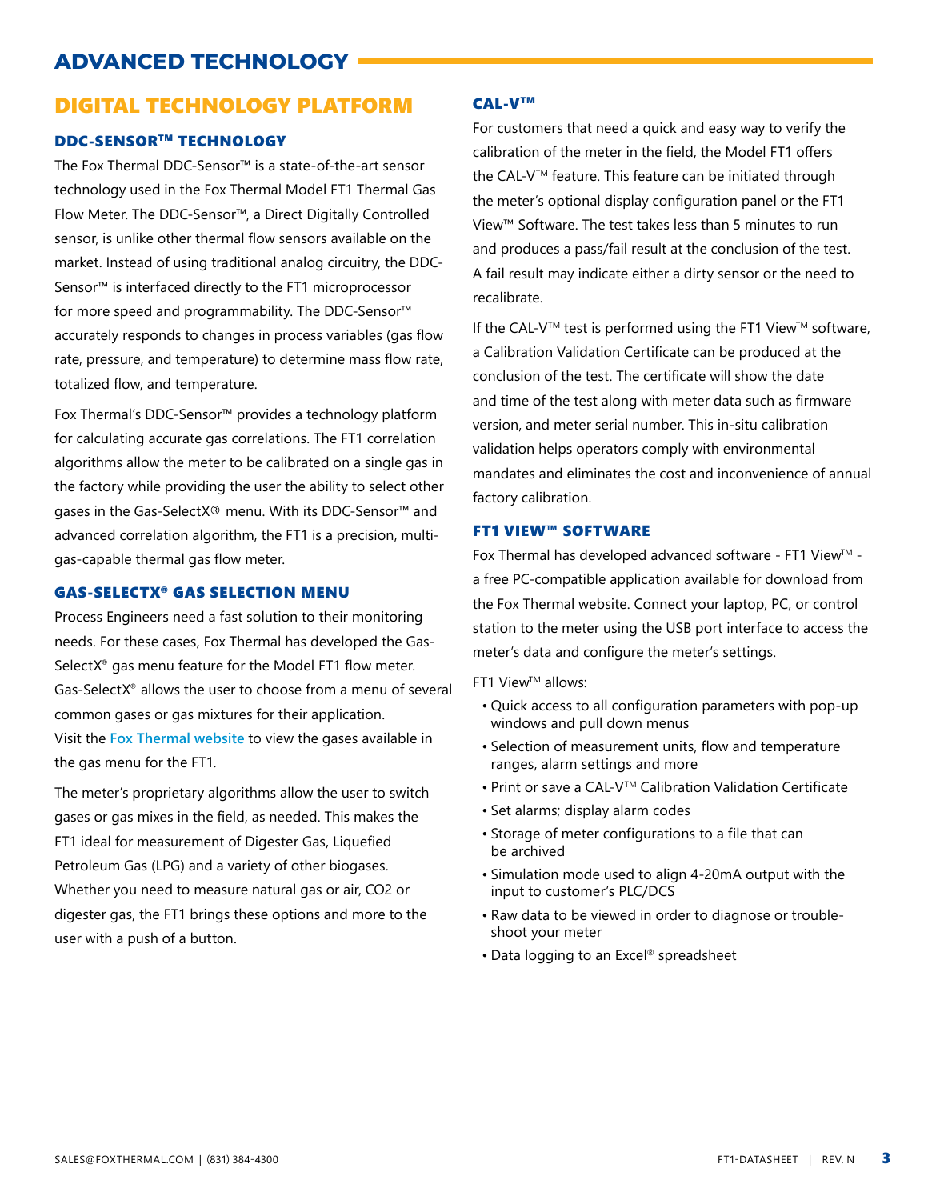# ADVANCED TECHNOLOGY

## DIGITAL TECHNOLOGY PLATFORM

### DDC-SENSOR™ TECHNOLOGY

The Fox Thermal DDC-Sensor™ is a state-of-the-art sensor technology used in the Fox Thermal Model FT1 Thermal Gas Flow Meter. The DDC-Sensor™, a Direct Digitally Controlled sensor, is unlike other thermal flow sensors available on the market. Instead of using traditional analog circuitry, the DDC-Sensor™ is interfaced directly to the FT1 microprocessor for more speed and programmability. The DDC-Sensor™ accurately responds to changes in process variables (gas flow rate, pressure, and temperature) to determine mass flow rate, totalized flow, and temperature.

Fox Thermal's DDC-Sensor™ provides a technology platform for calculating accurate gas correlations. The FT1 correlation algorithms allow the meter to be calibrated on a single gas in the factory while providing the user the ability to select other gases in the Gas-SelectX® menu. With its DDC-Sensor™ and advanced correlation algorithm, the FT1 is a precision, multi-gas-capable thermal gas flow meter.

### GAS-SELECTX® GAS SELECTION MENU

Process Engineers need a fast solution to their monitoring needs. For these cases, Fox Thermal has developed the Gas-SelectX® gas menu feature for the Model FT1 flow meter. Gas-SelectX® allows the user to choose from a menu of several common gases or gas mixtures for their application. Visit the Fox Thermal website to view the gases available in the gas menu for the FT1.

The meter's proprietary algorithms allow the user to switch gases or gas mixes in the field, as needed. This makes the FT1 ideal for measurement of Digester Gas, Liquefied Petroleum Gas (LPG) and a variety of other biogases. Whether you need to measure natural gas or air, CO2 or digester gas, the FT1 brings these options and more to the user with a push of a button.

### CAL-V™

For customers that need a quick and easy way to verify the calibration of the meter in the field, the Model FT1 offers the CAL-V™ feature. This feature can be initiated through the meter's optional display configuration panel or the FT1 View™ Software. The test takes less than 5 minutes to run and produces a pass/fail result at the conclusion of the test. A fail result may indicate either a dirty sensor or the need to recalibrate.

If the CAL-V™ test is performed using the FT1 View™ software, a Calibration Validation Certificate can be produced at the conclusion of the test. The certificate will show the date and time of the test along with meter data such as firmware version, and meter serial number. This in-situ calibration validation helps operators comply with environmental mandates and eliminates the cost and inconvenience of annual factory calibration.

### FT1 VIEW™ SOFTWARE

Fox Thermal has developed advanced software - FT1 View™ - a free PC-compatible application available for download from the Fox Thermal website. Connect your laptop, PC, or control station to the meter using the USB port interface to access the meter's data and configure the meter's settings.

FT1 View™ allows:

- Quick access to all configuration parameters with pop-up windows and pull down menus
- Selection of measurement units, flow and temperature ranges, alarm settings and more
- Print or save a CAL-V™ Calibration Validation Certificate
- Set alarms; display alarm codes
- Storage of meter configurations to a file that can be archived
- Simulation mode used to align 4-20mA output with the input to customer's PLC/DCS
- Raw data to be viewed in order to diagnose or trouble-shoot your meter
- Data logging to an Excel® spreadsheet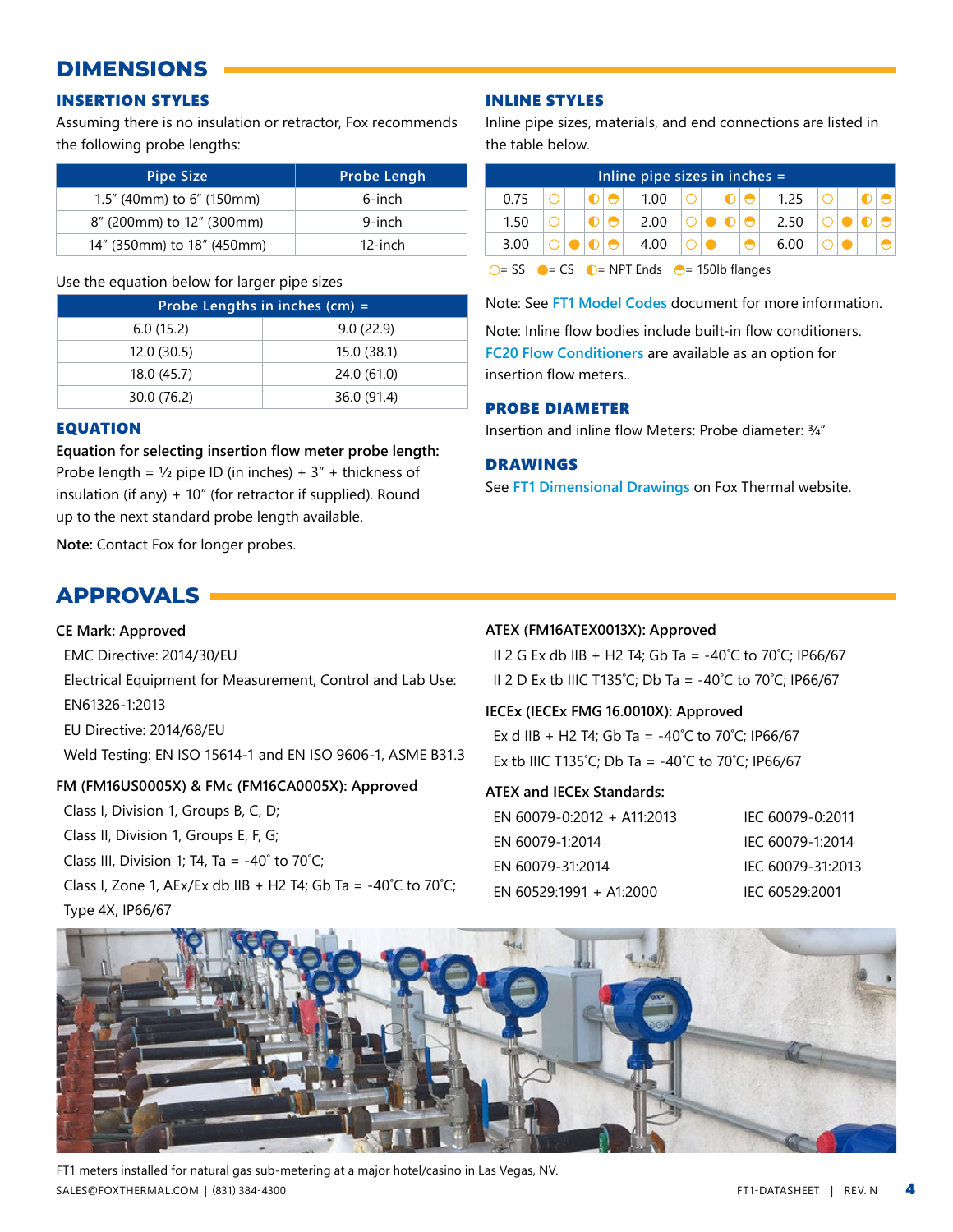# DIMENSIONS

## INSERTION STYLES

Assuming there is no insulation or retractor, Fox recommends the following probe lengths:

| Pipe Size | Probe Length |
|---|---|
| 1.5" (40mm) to 6" (150mm) | 6-inch |
| 8" (200mm) to 12" (300mm) | 9-inch |
| 14" (350mm) to 18" (450mm) | 12-inch |

Use the equation below for larger pipe sizes

| Probe Lengths in inches (cm) = | |
|---|---|
| 6.0 (15.2) | 9.0 (22.9) |
| 12.0 (30.5) | 15.0 (38.1) |
| 18.0 (45.7) | 24.0 (61.0) |
| 30.0 (76.2) | 36.0 (91.4) |

### EQUATION

**Equation for selecting insertion flow meter probe length:**
Probe length = ½ pipe ID (in inches) + 3" + thickness of insulation (if any) + 10" (for retractor if supplied). Round up to the next standard probe length available.

**Note:** Contact Fox for longer probes.

## INLINE STYLES

Inline pipe sizes, materials, and end connections are listed in the table below.

| Inline pipe sizes in inches = | | | | | | | | | | | | | | |
|---|---|---|---|---|---|---|---|---|---|---|---|---|---|---|
| 0.75 | ○ | | ◐ | ◓ | 1.00 | ○ | | ◐ | ◓ | 1.25 | ○ | | ◐ | ◓ |
| 1.50 | ○ | | ◐ | ◓ | 2.00 | ○ | ● | ◐ | ◓ | 2.50 | ○ | ● | ◐ | ◓ |
| 3.00 | ○ | ● | ◐ | ◓ | 4.00 | ○ | ● | | ◓ | 6.00 | ○ | ● | | ◓ |

○= SS ●= CS ◐= NPT Ends ◓= 150lb flanges

Note: See FT1 Model Codes document for more information.

Note: Inline flow bodies include built-in flow conditioners. FC20 Flow Conditioners are available as an option for insertion flow meters..

## PROBE DIAMETER

Insertion and inline flow Meters: Probe diameter: ¾"

## DRAWINGS

See FT1 Dimensional Drawings on Fox Thermal website.

# APPROVALS

**CE Mark: Approved**

- EMC Directive: 2014/30/EU
- Electrical Equipment for Measurement, Control and Lab Use: EN61326-1:2013
- EU Directive: 2014/68/EU
- Weld Testing: EN ISO 15614-1 and EN ISO 9606-1, ASME B31.3

**FM (FM16US0005X) & FMc (FM16CA0005X): Approved**

- Class I, Division 1, Groups B, C, D;
- Class II, Division 1, Groups E, F, G;
- Class III, Division 1; T4, Ta = -40˚ to 70˚C;
- Class I, Zone 1, AEx/Ex db IIB + H2 T4; Gb Ta = -40˚C to 70˚C;
- Type 4X, IP66/67

**ATEX (FM16ATEX0013X): Approved**

- II 2 G Ex db IIB + H2 T4; Gb Ta = -40˚C to 70˚C; IP66/67
- II 2 D Ex tb IIIC T135˚C; Db Ta = -40˚C to 70˚C; IP66/67

**IECEx (IECEx FMG 16.0010X): Approved**

- Ex d IIB + H2 T4; Gb Ta = -40˚C to 70˚C; IP66/67
- Ex tb IIIC T135˚C; Db Ta = -40˚C to 70˚C; IP66/67

**ATEX and IECEx Standards:**

| | |
|---|---|
| EN 60079-0:2012 + A11:2013 | IEC 60079-0:2011 |
| EN 60079-1:2014 | IEC 60079-1:2014 |
| EN 60079-31:2014 | IEC 60079-31:2013 |
| EN 60529:1991 + A1:2000 | IEC 60529:2001 |

FT1 meters installed for natural gas sub-metering at a major hotel/casino in Las Vegas, NV.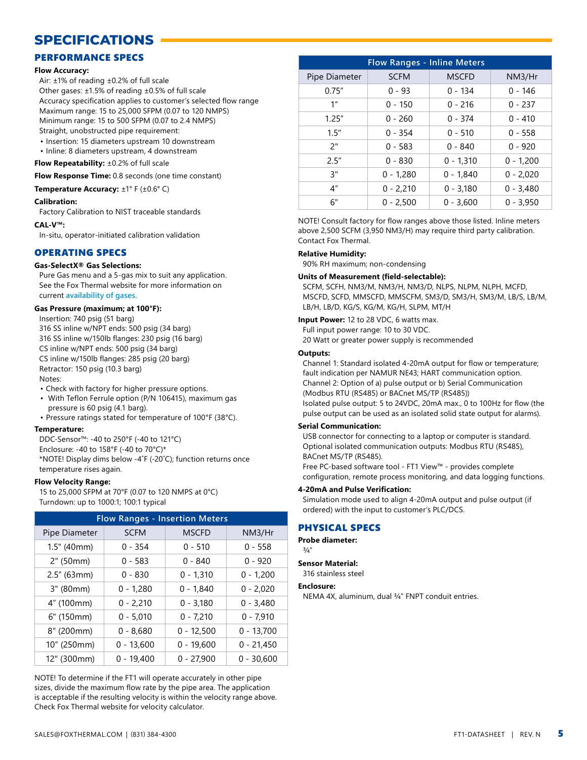# SPECIFICATIONS

## PERFORMANCE SPECS

**Flow Accuracy:**

Air: ±1% of reading ±0.2% of full scale
Other gases: ±1.5% of reading ±0.5% of full scale
Accuracy specification applies to customer's selected flow range
Maximum range: 15 to 25,000 SFPM (0.07 to 120 NMPS)
Minimum range: 15 to 500 SFPM (0.07 to 2.4 NMPS)
Straight, unobstructed pipe requirement:

- Insertion: 15 diameters upstream 10 downstream
- Inline: 8 diameters upstream, 4 downstream

**Flow Repeatability:** ±0.2% of full scale

**Flow Response Time:** 0.8 seconds (one time constant)

**Temperature Accuracy:** ±1° F (±0.6° C)

**Calibration:**

Factory Calibration to NIST traceable standards

**CAL-V™:**

In-situ, operator-initiated calibration validation

## OPERATING SPECS

**Gas-SelectX® Gas Selections:**

Pure Gas menu and a 5-gas mix to suit any application. See the Fox Thermal website for more information on current availability of gases.

**Gas Pressure (maximum; at 100°F):**

Insertion: 740 psig (51 barg)
316 SS inline w/NPT ends: 500 psig (34 barg)
316 SS inline w/150lb flanges: 230 psig (16 barg)
CS inline w/NPT ends: 500 psig (34 barg)
CS inline w/150lb flanges: 285 psig (20 barg)
Retractor: 150 psig (10.3 barg)
Notes:

- Check with factory for higher pressure options.
- With Teflon Ferrule option (P/N 106415), maximum gas pressure is 60 psig (4.1 barg).
- Pressure ratings stated for temperature of 100°F (38°C).

**Temperature:**

DDC-Sensor™: -40 to 250°F (-40 to 121°C)
Enclosure: -40 to 158°F (-40 to 70°C)*
*NOTE! Display dims below -4˚F (-20˚C); function returns once temperature rises again.

**Flow Velocity Range:**

15 to 25,000 SFPM at 70°F (0.07 to 120 NMPS at 0°C)
Turndown: up to 1000:1; 100:1 typical

| Flow Ranges - Insertion Meters | | | |
|---|---|---|---|
| Pipe Diameter | SCFM | MSCFD | NM3/Hr |
| 1.5" (40mm) | 0 - 354 | 0 - 510 | 0 - 558 |
| 2" (50mm) | 0 - 583 | 0 - 840 | 0 - 920 |
| 2.5" (63mm) | 0 - 830 | 0 - 1,310 | 0 - 1,200 |
| 3" (80mm) | 0 - 1,280 | 0 - 1,840 | 0 - 2,020 |
| 4" (100mm) | 0 - 2,210 | 0 - 3,180 | 0 - 3,480 |
| 6" (150mm) | 0 - 5,010 | 0 - 7,210 | 0 - 7,910 |
| 8" (200mm) | 0 - 8,680 | 0 - 12,500 | 0 - 13,700 |
| 10" (250mm) | 0 - 13,600 | 0 - 19,600 | 0 - 21,450 |
| 12" (300mm) | 0 - 19,400 | 0 - 27,900 | 0 - 30,600 |

NOTE! To determine if the FT1 will operate accurately in other pipe sizes, divide the maximum flow rate by the pipe area. The application is acceptable if the resulting velocity is within the velocity range above. Check Fox Thermal website for velocity calculator.

| Flow Ranges - Inline Meters | | | |
|---|---|---|---|
| Pipe Diameter | SCFM | MSCFD | NM3/Hr |
| 0.75" | 0 - 93 | 0 - 134 | 0 - 146 |
| 1" | 0 - 150 | 0 - 216 | 0 - 237 |
| 1.25" | 0 - 260 | 0 - 374 | 0 - 410 |
| 1.5" | 0 - 354 | 0 - 510 | 0 - 558 |
| 2" | 0 - 583 | 0 - 840 | 0 - 920 |
| 2.5" | 0 - 830 | 0 - 1,310 | 0 - 1,200 |
| 3" | 0 - 1,280 | 0 - 1,840 | 0 - 2,020 |
| 4" | 0 - 2,210 | 0 - 3,180 | 0 - 3,480 |
| 6" | 0 - 2,500 | 0 - 3,600 | 0 - 3,950 |

NOTE! Consult factory for flow ranges above those listed. Inline meters above 2,500 SCFM (3,950 NM3/H) may require third party calibration. Contact Fox Thermal.

**Relative Humidity:**

90% RH maximum; non-condensing

**Units of Measurement (field-selectable):**

SCFM, SCFH, NM3/M, NM3/H, NM3/D, NLPS, NLPM, NLPH, MCFD, MSCFD, SCFD, MMSCFD, MMSCFM, SM3/D, SM3/H, SM3/M, LB/S, LB/M, LB/H, LB/D, KG/S, KG/M, KG/H, SLPM, MT/H

**Input Power:** 12 to 28 VDC, 6 watts max.
Full input power range: 10 to 30 VDC.
20 Watt or greater power supply is recommended

**Outputs:**

Channel 1: Standard isolated 4-20mA output for flow or temperature; fault indication per NAMUR NE43; HART communication option.
Channel 2: Option of a) pulse output or b) Serial Communication (Modbus RTU (RS485) or BACnet MS/TP (RS485))
Isolated pulse output: 5 to 24VDC, 20mA max., 0 to 100Hz for flow (the pulse output can be used as an isolated solid state output for alarms).

**Serial Communication:**

USB connector for connecting to a laptop or computer is standard.
Optional isolated communication outputs: Modbus RTU (RS485), BACnet MS/TP (RS485).
Free PC-based software tool - FT1 View™ - provides complete configuration, remote process monitoring, and data logging functions.

**4-20mA and Pulse Verification:**

Simulation mode used to align 4-20mA output and pulse output (if ordered) with the input to customer's PLC/DCS.

## PHYSICAL SPECS

**Probe diameter:**

¾"

**Sensor Material:**

316 stainless steel

**Enclosure:**

NEMA 4X, aluminum, dual ¾" FNPT conduit entries.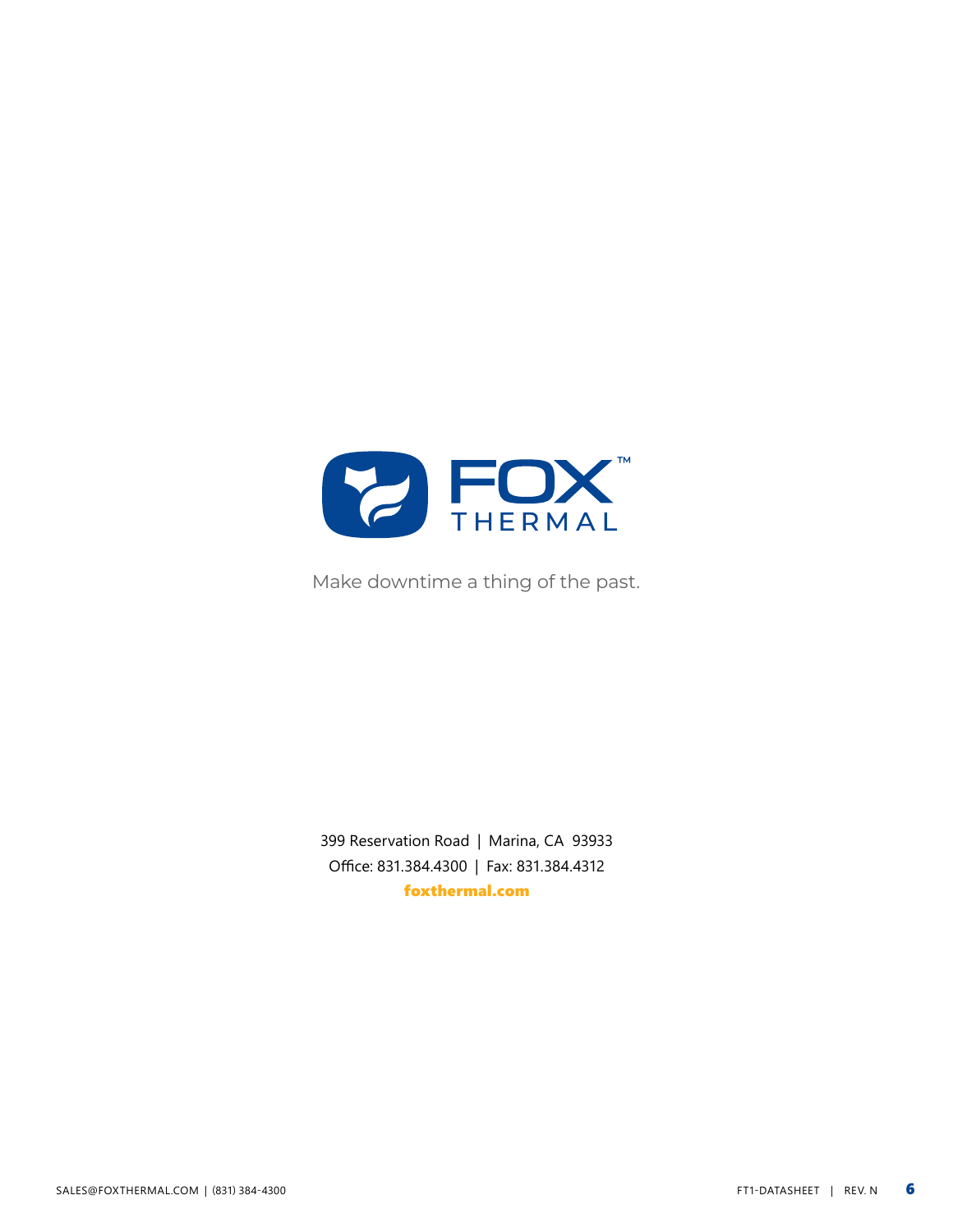FOX™ THERMAL

Make downtime a thing of the past.

399 Reservation Road | Marina, CA 93933
Office: 831.384.4300 | Fax: 831.384.4312
**foxthermal.com**